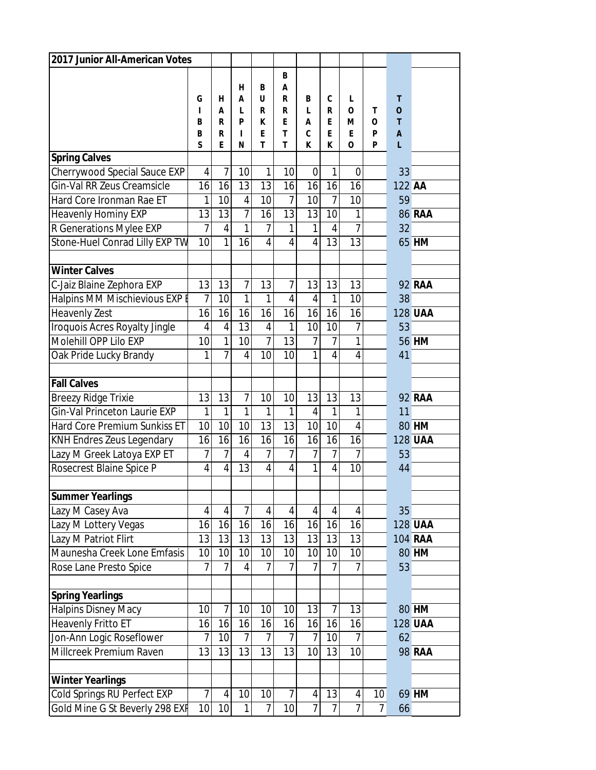| 2017 Junior All-American Votes | | | | | | | | | | | |
|---|---|---|---|---|---|---|---|---|---|---|---|
| | GIBBS | HARRE | HALPIN | BURKET | BARRETT | BLACK | CREEK | LOMEO | TOPP | TOTAL | |
| **Spring Calves** | | | | | | | | | | | |
| Cherrywood Special Sauce EXP | 4 | 7 | 10 | 1 | 10 | 0 | 1 | 0 | | 33 | |
| Gin-Val RR Zeus Creamsicle | 16 | 16 | 13 | 13 | 16 | 16 | 16 | 16 | | 122 | **AA** |
| Hard Core Ironman Rae ET | 1 | 10 | 4 | 10 | 7 | 10 | 7 | 10 | | 59 | |
| Heavenly Hominy EXP | 13 | 13 | 7 | 16 | 13 | 13 | 10 | 1 | | 86 | **RAA** |
| R Generations Mylee EXP | 7 | 4 | 1 | 7 | 1 | 1 | 4 | 7 | | 32 | |
| Stone-Huel Conrad Lilly EXP TW | 10 | 1 | 16 | 4 | 4 | 4 | 13 | 13 | | 65 | **HM** |
| | | | | | | | | | | | |
| **Winter Calves** | | | | | | | | | | | |
| C-Jaiz Blaine Zephora EXP | 13 | 13 | 7 | 13 | 7 | 13 | 13 | 13 | | 92 | **RAA** |
| Halpins MM Mischievious EXP E | 7 | 10 | 1 | 1 | 4 | 4 | 1 | 10 | | 38 | |
| Heavenly Zest | 16 | 16 | 16 | 16 | 16 | 16 | 16 | 16 | | 128 | **UAA** |
| Iroquois Acres Royalty Jingle | 4 | 4 | 13 | 4 | 1 | 10 | 10 | 7 | | 53 | |
| Molehill OPP Lilo EXP | 10 | 1 | 10 | 7 | 13 | 7 | 7 | 1 | | 56 | **HM** |
| Oak Pride Lucky Brandy | 1 | 7 | 4 | 10 | 10 | 1 | 4 | 4 | | 41 | |
| | | | | | | | | | | | |
| **Fall Calves** | | | | | | | | | | | |
| Breezy Ridge Trixie | 13 | 13 | 7 | 10 | 10 | 13 | 13 | 13 | | 92 | **RAA** |
| Gin-Val Princeton Laurie EXP | 1 | 1 | 1 | 1 | 1 | 4 | 1 | 1 | | 11 | |
| Hard Core Premium Sunkiss ET | 10 | 10 | 10 | 13 | 13 | 10 | 10 | 4 | | 80 | **HM** |
| KNH Endres Zeus Legendary | 16 | 16 | 16 | 16 | 16 | 16 | 16 | 16 | | 128 | **UAA** |
| Lazy M Greek Latoya EXP ET | 7 | 7 | 4 | 7 | 7 | 7 | 7 | 7 | | 53 | |
| Rosecrest Blaine Spice P | 4 | 4 | 13 | 4 | 4 | 1 | 4 | 10 | | 44 | |
| | | | | | | | | | | | |
| **Summer Yearlings** | | | | | | | | | | | |
| Lazy M Casey Ava | 4 | 4 | 7 | 4 | 4 | 4 | 4 | 4 | | 35 | |
| Lazy M Lottery Vegas | 16 | 16 | 16 | 16 | 16 | 16 | 16 | 16 | | 128 | **UAA** |
| Lazy M Patriot Flirt | 13 | 13 | 13 | 13 | 13 | 13 | 13 | 13 | | 104 | **RAA** |
| Maunesha Creek Lone Emfasis | 10 | 10 | 10 | 10 | 10 | 10 | 10 | 10 | | 80 | **HM** |
| Rose Lane Presto Spice | 7 | 7 | 4 | 7 | 7 | 7 | 7 | 7 | | 53 | |
| | | | | | | | | | | | |
| **Spring Yearlings** | | | | | | | | | | | |
| Halpins Disney Macy | 10 | 7 | 10 | 10 | 10 | 13 | 7 | 13 | | 80 | **HM** |
| Heavenly Fritto ET | 16 | 16 | 16 | 16 | 16 | 16 | 16 | 16 | | 128 | **UAA** |
| Jon-Ann Logic Roseflower | 7 | 10 | 7 | 7 | 7 | 7 | 10 | 7 | | 62 | |
| Millcreek Premium Raven | 13 | 13 | 13 | 13 | 13 | 10 | 13 | 10 | | 98 | **RAA** |
| | | | | | | | | | | | |
| **Winter Yearlings** | | | | | | | | | | | |
| Cold Springs RU Perfect EXP | 7 | 4 | 10 | 10 | 7 | 4 | 13 | 4 | 10 | 69 | **HM** |
| Gold Mine G St Beverly 298 EXP | 10 | 10 | 1 | 7 | 10 | 7 | 7 | 7 | 7 | 66 | |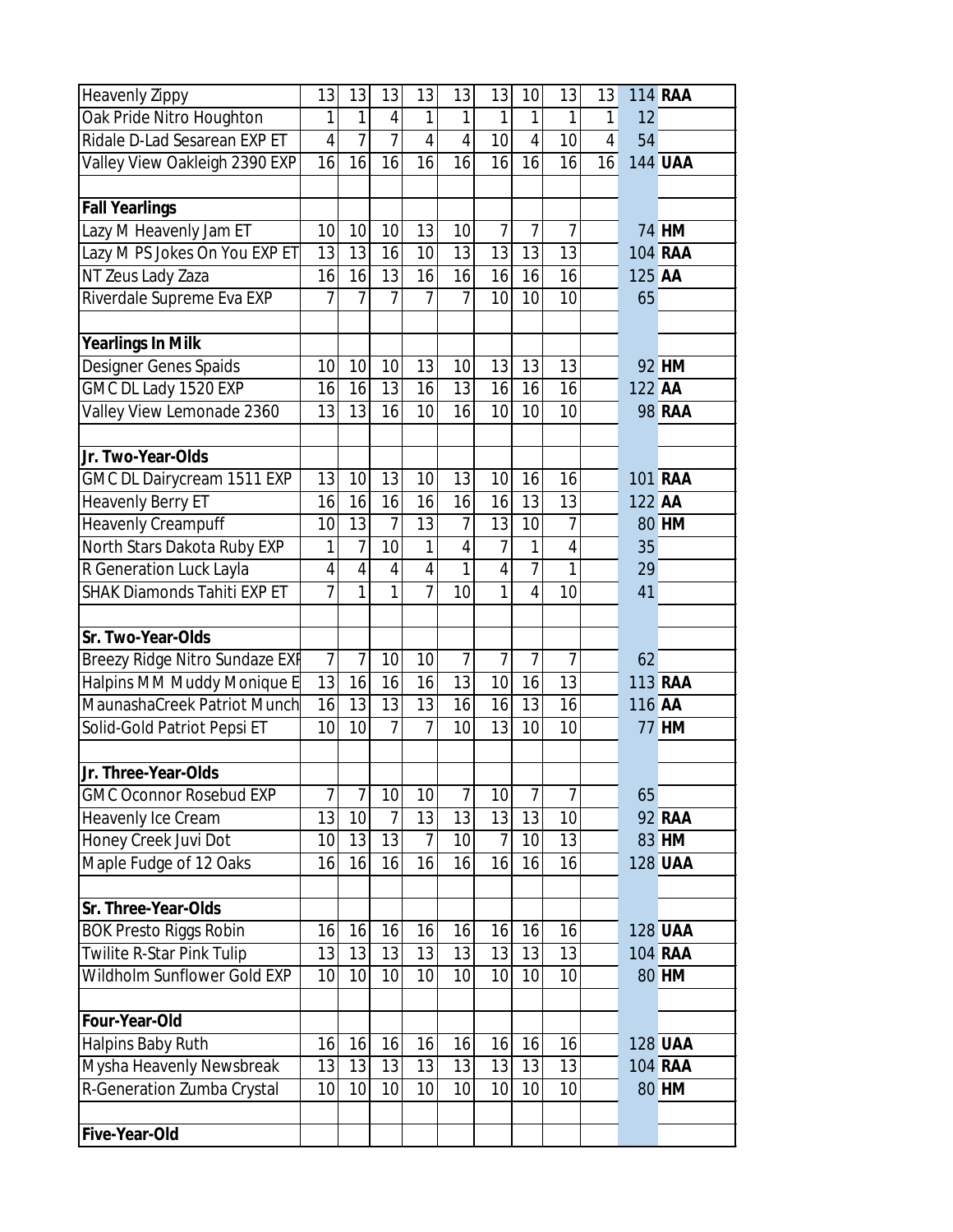| | | | | | | | | | | | |
|---|---|---|---|---|---|---|---|---|---|---|---|
| Heavenly Zippy | 13 | 13 | 13 | 13 | 13 | 13 | 10 | 13 | 13 | 114 | **RAA** |
| Oak Pride Nitro Houghton | 1 | 1 | 4 | 1 | 1 | 1 | 1 | 1 | 1 | 12 | |
| Ridale D-Lad Sesarean EXP ET | 4 | 7 | 7 | 4 | 4 | 10 | 4 | 10 | 4 | 54 | |
| Valley View Oakleigh 2390 EXP | 16 | 16 | 16 | 16 | 16 | 16 | 16 | 16 | 16 | 144 | **UAA** |
| | | | | | | | | | | | |
| **Fall Yearlings** | | | | | | | | | | | |
| Lazy M Heavenly Jam ET | 10 | 10 | 10 | 13 | 10 | 7 | 7 | 7 | | 74 | **HM** |
| Lazy M PS Jokes On You EXP ET | 13 | 13 | 16 | 10 | 13 | 13 | 13 | 13 | | 104 | **RAA** |
| NT Zeus Lady Zaza | 16 | 16 | 13 | 16 | 16 | 16 | 16 | 16 | | 125 | **AA** |
| Riverdale Supreme Eva EXP | 7 | 7 | 7 | 7 | 7 | 10 | 10 | 10 | | 65 | |
| | | | | | | | | | | | |
| **Yearlings In Milk** | | | | | | | | | | | |
| Designer Genes Spaids | 10 | 10 | 10 | 13 | 10 | 13 | 13 | 13 | | 92 | **HM** |
| GMC DL Lady 1520 EXP | 16 | 16 | 13 | 16 | 13 | 16 | 16 | 16 | | 122 | **AA** |
| Valley View Lemonade 2360 | 13 | 13 | 16 | 10 | 16 | 10 | 10 | 10 | | 98 | **RAA** |
| | | | | | | | | | | | |
| **Jr. Two-Year-Olds** | | | | | | | | | | | |
| GMC DL Dairycream 1511 EXP | 13 | 10 | 13 | 10 | 13 | 10 | 16 | 16 | | 101 | **RAA** |
| Heavenly Berry ET | 16 | 16 | 16 | 16 | 16 | 16 | 13 | 13 | | 122 | **AA** |
| Heavenly Creampuff | 10 | 13 | 7 | 13 | 7 | 13 | 10 | 7 | | 80 | **HM** |
| North Stars Dakota Ruby EXP | 1 | 7 | 10 | 1 | 4 | 7 | 1 | 4 | | 35 | |
| R Generation Luck Layla | 4 | 4 | 4 | 4 | 1 | 4 | 7 | 1 | | 29 | |
| SHAK Diamonds Tahiti EXP ET | 7 | 1 | 1 | 7 | 10 | 1 | 4 | 10 | | 41 | |
| | | | | | | | | | | | |
| **Sr. Two-Year-Olds** | | | | | | | | | | | |
| Breezy Ridge Nitro Sundaze EXI | 7 | 7 | 10 | 10 | 7 | 7 | 7 | 7 | | 62 | |
| Halpins MM Muddy Monique E | 13 | 16 | 16 | 16 | 13 | 10 | 16 | 13 | | 113 | **RAA** |
| MaunashaCreek Patriot Munch | 16 | 13 | 13 | 13 | 16 | 16 | 13 | 16 | | 116 | **AA** |
| Solid-Gold Patriot Pepsi ET | 10 | 10 | 7 | 7 | 10 | 13 | 10 | 10 | | 77 | **HM** |
| | | | | | | | | | | | |
| **Jr. Three-Year-Olds** | | | | | | | | | | | |
| GMC Oconnor Rosebud EXP | 7 | 7 | 10 | 10 | 7 | 10 | 7 | 7 | | 65 | |
| Heavenly Ice Cream | 13 | 10 | 7 | 13 | 13 | 13 | 13 | 10 | | 92 | **RAA** |
| Honey Creek Juvi Dot | 10 | 13 | 13 | 7 | 10 | 7 | 10 | 13 | | 83 | **HM** |
| Maple Fudge of 12 Oaks | 16 | 16 | 16 | 16 | 16 | 16 | 16 | 16 | | 128 | **UAA** |
| | | | | | | | | | | | |
| **Sr. Three-Year-Olds** | | | | | | | | | | | |
| BOK Presto Riggs Robin | 16 | 16 | 16 | 16 | 16 | 16 | 16 | 16 | | 128 | **UAA** |
| Twilite R-Star Pink Tulip | 13 | 13 | 13 | 13 | 13 | 13 | 13 | 13 | | 104 | **RAA** |
| Wildholm Sunflower Gold EXP | 10 | 10 | 10 | 10 | 10 | 10 | 10 | 10 | | 80 | **HM** |
| | | | | | | | | | | | |
| **Four-Year-Old** | | | | | | | | | | | |
| Halpins Baby Ruth | 16 | 16 | 16 | 16 | 16 | 16 | 16 | 16 | | 128 | **UAA** |
| Mysha Heavenly Newsbreak | 13 | 13 | 13 | 13 | 13 | 13 | 13 | 13 | | 104 | **RAA** |
| R-Generation Zumba Crystal | 10 | 10 | 10 | 10 | 10 | 10 | 10 | 10 | | 80 | **HM** |
| | | | | | | | | | | | |
| **Five-Year-Old** | | | | | | | | | | | |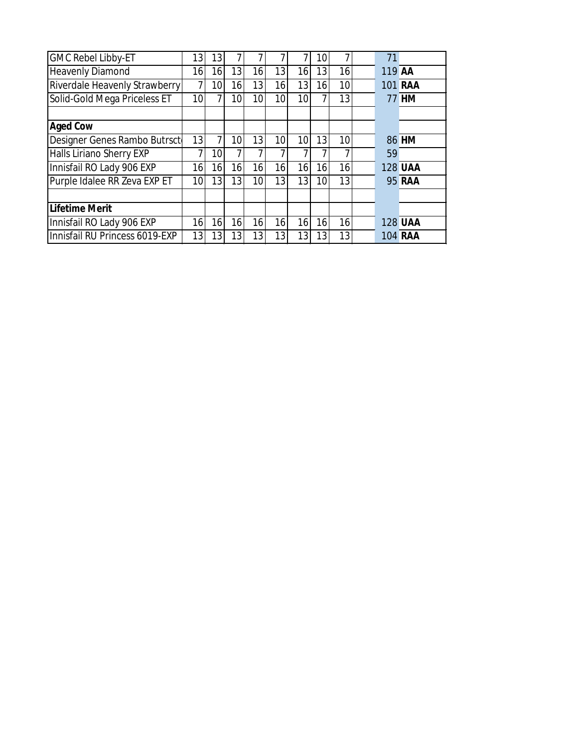| | | | | | | | | | | | |
|---|---|---|---|---|---|---|---|---|---|---|---|
| GMC Rebel Libby-ET | 13 | 13 | 7 | 7 | 7 | 7 | 10 | 7 | | 71 | |
| Heavenly Diamond | 16 | 16 | 13 | 16 | 13 | 16 | 13 | 16 | | 119 | **AA** |
| Riverdale Heavenly Strawberry | 7 | 10 | 16 | 13 | 16 | 13 | 16 | 10 | | 101 | **RAA** |
| Solid-Gold Mega Priceless ET | 10 | 7 | 10 | 10 | 10 | 10 | 7 | 13 | | 77 | **HM** |
| | | | | | | | | | | | |
| **Aged Cow** | | | | | | | | | | | |
| Designer Genes Rambo Butrsct | 13 | 7 | 10 | 13 | 10 | 10 | 13 | 10 | | 86 | **HM** |
| Halls Liriano Sherry EXP | 7 | 10 | 7 | 7 | 7 | 7 | 7 | 7 | | 59 | |
| Innisfail RO Lady 906 EXP | 16 | 16 | 16 | 16 | 16 | 16 | 16 | 16 | | 128 | **UAA** |
| Purple Idalee RR Zeva EXP ET | 10 | 13 | 13 | 10 | 13 | 13 | 10 | 13 | | 95 | **RAA** |
| | | | | | | | | | | | |
| **Lifetime Merit** | | | | | | | | | | | |
| Innisfail RO Lady 906 EXP | 16 | 16 | 16 | 16 | 16 | 16 | 16 | 16 | | 128 | **UAA** |
| Innisfail RU Princess 6019-EXP | 13 | 13 | 13 | 13 | 13 | 13 | 13 | 13 | | 104 | **RAA** |